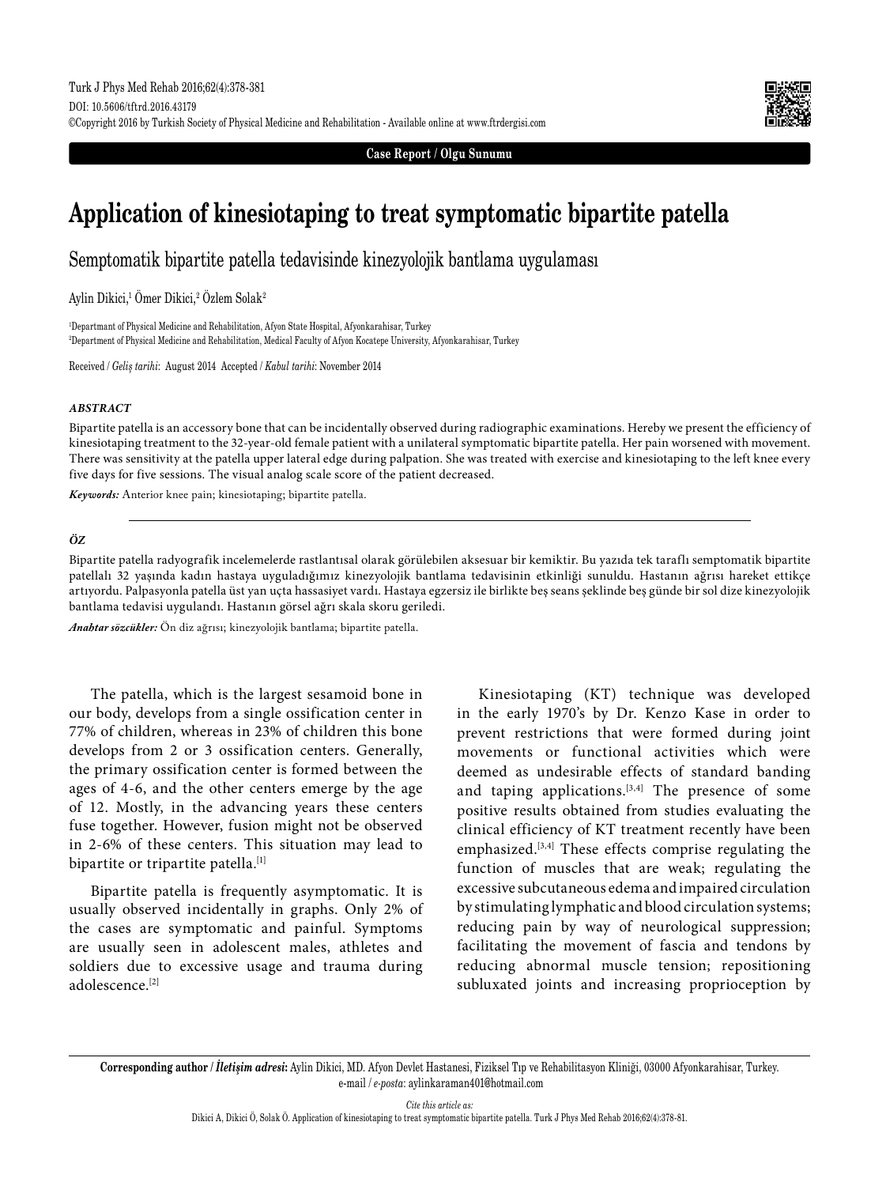Case Report / Olgu Sunumu

# Application of kinesiotaping to treat symptomatic bipartite patella

## Semptomatik bipartite patella tedavisinde kinezyolojik bantlama uygulaması

Aylin Dikici,[1] Ömer Dikici,[2] Özlem Solak[2]

[1]Depamtmant of Physical Medicine and Rehabilitation, Afyon State Hospital, Afyonkarahisar, Turkey
[2]Department of Physical Medicine and Rehabilitation, Medical Faculty of Afyon Kocatepe University, Afyonkarahisar, Turkey

Received / *Geliş tarihi*: August 2014 Accepted / *Kabul tarihi*: November 2014

### *ABSTRACT*

Bipartite patella is an accessory bone that can be incidentally observed during radiographic examinations. Hereby we present the efficiency of kinesiotaping treatment to the 32-year-old female patient with a unilateral symptomatic bipartite patella. Her pain worsened with movement. There was sensitivity at the patella upper lateral edge during palpation. She was treated with exercise and kinesiotaping to the left knee every five days for five sessions. The visual analog scale score of the patient decreased.

***Keywords:*** Anterior knee pain; kinesiotaping; bipartite patella.

### *ÖZ*

Bipartite patella radyografik incelemelerde rastlantısal olarak görülebilen aksesuar bir kemiktir. Bu yazıda tek taraflı semptomatik bipartite patellalı 32 yaşında kadın hastaya uyguladığımız kinezyolojik bantlama tedavisinin etkinliği sunuldu. Hastanın ağrısı hareket ettikçe artıyordu. Palpasyonla patella üst yan uçta hassasiyet vardı. Hastaya egzersiz ile birlikte beş seans şeklinde beş günde bir sol dize kinezyolojik bantlama tedavisi uygulandı. Hastanın görsel ağrı skala skoru geriledi.

***Anahtar sözcükler:*** Ön diz ağrısı; kinezyolojik bantlama; bipartite patella.

The patella, which is the largest sesamoid bone in our body, develops from a single ossification center in 77% of children, whereas in 23% of children this bone develops from 2 or 3 ossification centers. Generally, the primary ossification center is formed between the ages of 4-6, and the other centers emerge by the age of 12. Mostly, in the advancing years these centers fuse together. However, fusion might not be observed in 2-6% of these centers. This situation may lead to bipartite or tripartite patella.[1]

Bipartite patella is frequently asymptomatic. It is usually observed incidentally in graphs. Only 2% of the cases are symptomatic and painful. Symptoms are usually seen in adolescent males, athletes and soldiers due to excessive usage and trauma during adolescence.[2]

Kinesiotaping (KT) technique was developed in the early 1970's by Dr. Kenzo Kase in order to prevent restrictions that were formed during joint movements or functional activities which were deemed as undesirable effects of standard banding and taping applications.[3,4] The presence of some positive results obtained from studies evaluating the clinical efficiency of KT treatment recently have been emphasized.[3,4] These effects comprise regulating the function of muscles that are weak; regulating the excessive subcutaneous edema and impaired circulation by stimulating lymphatic and blood circulation systems; reducing pain by way of neurological suppression; facilitating the movement of fascia and tendons by reducing abnormal muscle tension; repositioning subluxated joints and increasing proprioception by

**Corresponding author / *İletişim adresi*:** Aylin Dikici, MD. Afyon Devlet Hastanesi, Fiziksel Tıp ve Rehabilitasyon Kliniği, 03000 Afyonkarahisar, Turkey. e-mail / *e-posta*: aylinkaraman401@hotmail.com

*Cite this article as:*
Dikici A, Dikici Ö, Solak Ö. Application of kinesiotaping to treat symptomatic bipartite patella. Turk J Phys Med Rehab 2016;62(4):378-81.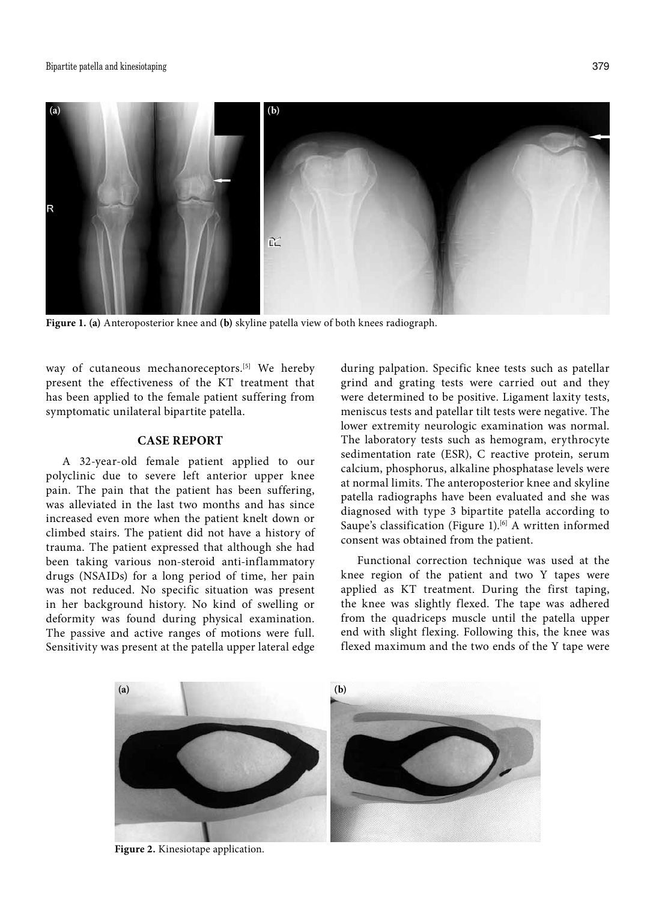**Figure 1. (a)** Anteroposterior knee and **(b)** skyline patella view of both knees radiograph.

way of cutaneous mechanoreceptors.[5] We hereby present the effectiveness of the KT treatment that has been applied to the female patient suffering from symptomatic unilateral bipartite patella.

## CASE REPORT

A 32-year-old female patient applied to our polyclinic due to severe left anterior upper knee pain. The pain that the patient has been suffering, was alleviated in the last two months and has since increased even more when the patient knelt down or climbed stairs. The patient did not have a history of trauma. The patient expressed that although she had been taking various non-steroid anti-inflammatory drugs (NSAIDs) for a long period of time, her pain was not reduced. No specific situation was present in her background history. No kind of swelling or deformity was found during physical examination. The passive and active ranges of motions were full. Sensitivity was present at the patella upper lateral edge during palpation. Specific knee tests such as patellar grind and grating tests were carried out and they were determined to be positive. Ligament laxity tests, meniscus tests and patellar tilt tests were negative. The lower extremity neurologic examination was normal. The laboratory tests such as hemogram, erythrocyte sedimentation rate (ESR), C reactive protein, serum calcium, phosphorus, alkaline phosphatase levels were at normal limits. The anteroposterior knee and skyline patella radiographs have been evaluated and she was diagnosed with type 3 bipartite patella according to Saupe's classification (Figure 1).[6] A written informed consent was obtained from the patient.

Functional correction technique was used at the knee region of the patient and two Y tapes were applied as KT treatment. During the first taping, the knee was slightly flexed. The tape was adhered from the quadriceps muscle until the patella upper end with slight flexing. Following this, the knee was flexed maximum and the two ends of the Y tape were

**Figure 2.** Kinesiotape application.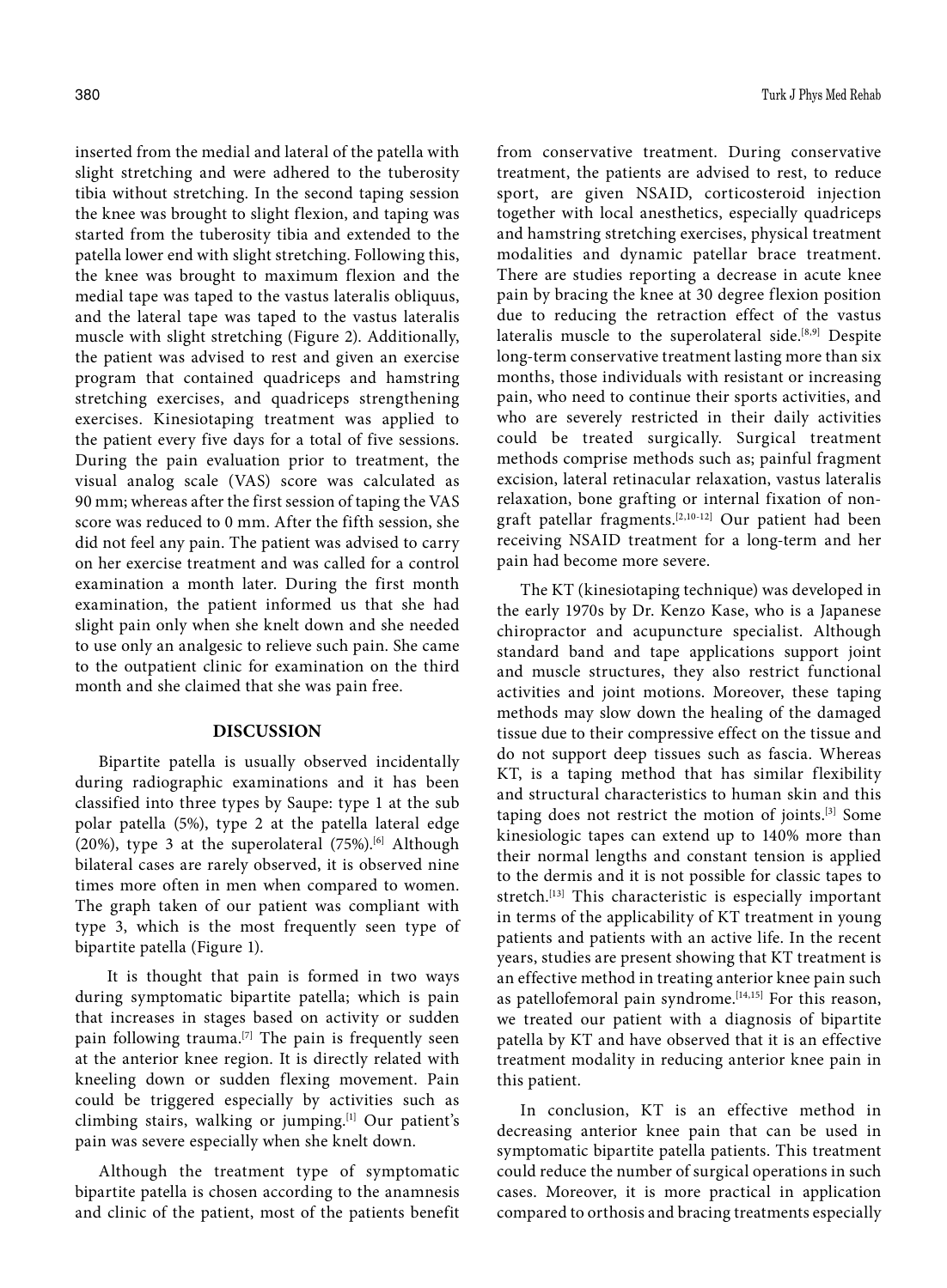inserted from the medial and lateral of the patella with slight stretching and were adhered to the tuberosity tibia without stretching. In the second taping session the knee was brought to slight flexion, and taping was started from the tuberosity tibia and extended to the patella lower end with slight stretching. Following this, the knee was brought to maximum flexion and the medial tape was taped to the vastus lateralis obliquus, and the lateral tape was taped to the vastus lateralis muscle with slight stretching (Figure 2). Additionally, the patient was advised to rest and given an exercise program that contained quadriceps and hamstring stretching exercises, and quadriceps strengthening exercises. Kinesiotaping treatment was applied to the patient every five days for a total of five sessions. During the pain evaluation prior to treatment, the visual analog scale (VAS) score was calculated as 90 mm; whereas after the first session of taping the VAS score was reduced to 0 mm. After the fifth session, she did not feel any pain. The patient was advised to carry on her exercise treatment and was called for a control examination a month later. During the first month examination, the patient informed us that she had slight pain only when she knelt down and she needed to use only an analgesic to relieve such pain. She came to the outpatient clinic for examination on the third month and she claimed that she was pain free.

## DISCUSSION

Bipartite patella is usually observed incidentally during radiographic examinations and it has been classified into three types by Saupe: type 1 at the sub polar patella (5%), type 2 at the patella lateral edge (20%), type 3 at the superolateral (75%).[6] Although bilateral cases are rarely observed, it is observed nine times more often in men when compared to women. The graph taken of our patient was compliant with type 3, which is the most frequently seen type of bipartite patella (Figure 1).

It is thought that pain is formed in two ways during symptomatic bipartite patella; which is pain that increases in stages based on activity or sudden pain following trauma.[7] The pain is frequently seen at the anterior knee region. It is directly related with kneeling down or sudden flexing movement. Pain could be triggered especially by activities such as climbing stairs, walking or jumping.[1] Our patient's pain was severe especially when she knelt down.

Although the treatment type of symptomatic bipartite patella is chosen according to the anamnesis and clinic of the patient, most of the patients benefit from conservative treatment. During conservative treatment, the patients are advised to rest, to reduce sport, are given NSAID, corticosteroid injection together with local anesthetics, especially quadriceps and hamstring stretching exercises, physical treatment modalities and dynamic patellar brace treatment. There are studies reporting a decrease in acute knee pain by bracing the knee at 30 degree flexion position due to reducing the retraction effect of the vastus lateralis muscle to the superolateral side.[8,9] Despite long-term conservative treatment lasting more than six months, those individuals with resistant or increasing pain, who need to continue their sports activities, and who are severely restricted in their daily activities could be treated surgically. Surgical treatment methods comprise methods such as; painful fragment excision, lateral retinacular relaxation, vastus lateralis relaxation, bone grafting or internal fixation of non-graft patellar fragments.[2,10-12] Our patient had been receiving NSAID treatment for a long-term and her pain had become more severe.

The KT (kinesiotaping technique) was developed in the early 1970s by Dr. Kenzo Kase, who is a Japanese chiropractor and acupuncture specialist. Although standard band and tape applications support joint and muscle structures, they also restrict functional activities and joint motions. Moreover, these taping methods may slow down the healing of the damaged tissue due to their compressive effect on the tissue and do not support deep tissues such as fascia. Whereas KT, is a taping method that has similar flexibility and structural characteristics to human skin and this taping does not restrict the motion of joints.[3] Some kinesiologic tapes can extend up to 140% more than their normal lengths and constant tension is applied to the dermis and it is not possible for classic tapes to stretch.[13] This characteristic is especially important in terms of the applicability of KT treatment in young patients and patients with an active life. In the recent years, studies are present showing that KT treatment is an effective method in treating anterior knee pain such as patellofemoral pain syndrome.[14,15] For this reason, we treated our patient with a diagnosis of bipartite patella by KT and have observed that it is an effective treatment modality in reducing anterior knee pain in this patient.

In conclusion, KT is an effective method in decreasing anterior knee pain that can be used in symptomatic bipartite patella patients. This treatment could reduce the number of surgical operations in such cases. Moreover, it is more practical in application compared to orthosis and bracing treatments especially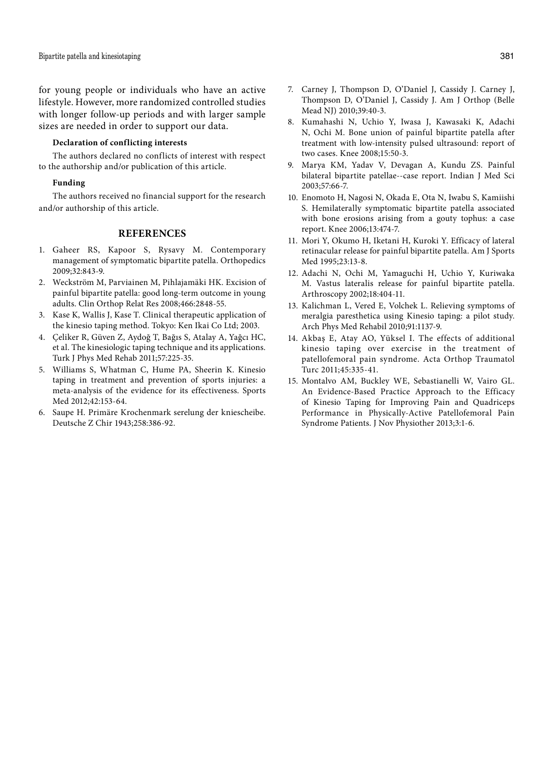for young people or individuals who have an active lifestyle. However, more randomized controlled studies with longer follow-up periods and with larger sample sizes are needed in order to support our data.

**Declaration of conflicting interests**

The authors declared no conflicts of interest with respect to the authorship and/or publication of this article.

**Funding**

The authors received no financial support for the research and/or authorship of this article.

## REFERENCES

1. Gaheer RS, Kapoor S, Rysavy M. Contemporary management of symptomatic bipartite patella. Orthopedics 2009;32:843-9.
2. Weckström M, Parviainen M, Pihlajamäki HK. Excision of painful bipartite patella: good long-term outcome in young adults. Clin Orthop Relat Res 2008;466:2848-55.
3. Kase K, Wallis J, Kase T. Clinical therapeutic application of the kinesio taping method. Tokyo: Ken Ikai Co Ltd; 2003.
4. Çeliker R, Güven Z, Aydoğ T, Bağıs S, Atalay A, Yağcı HC, et al. The kinesiologic taping technique and its applications. Turk J Phys Med Rehab 2011;57:225-35.
5. Williams S, Whatman C, Hume PA, Sheerin K. Kinesio taping in treatment and prevention of sports injuries: a meta-analysis of the evidence for its effectiveness. Sports Med 2012;42:153-64.
6. Saupe H. Primäre Krochenmark serelung der kniescheibe. Deutsche Z Chir 1943;258:386-92.
7. Carney J, Thompson D, O'Daniel J, Cassidy J. Carney J, Thompson D, O'Daniel J, Cassidy J. Am J Orthop (Belle Mead NJ) 2010;39:40-3.
8. Kumahashi N, Uchio Y, Iwasa J, Kawasaki K, Adachi N, Ochi M. Bone union of painful bipartite patella after treatment with low-intensity pulsed ultrasound: report of two cases. Knee 2008;15:50-3.
9. Marya KM, Yadav V, Devagan A, Kundu ZS. Painful bilateral bipartite patellae--case report. Indian J Med Sci 2003;57:66-7.
10. Enomoto H, Nagosi N, Okada E, Ota N, Iwabu S, Kamiishi S. Hemilaterally symptomatic bipartite patella associated with bone erosions arising from a gouty tophus: a case report. Knee 2006;13:474-7.
11. Mori Y, Okumo H, Iketani H, Kuroki Y. Efficacy of lateral retinacular release for painful bipartite patella. Am J Sports Med 1995;23:13-8.
12. Adachi N, Ochi M, Yamaguchi H, Uchio Y, Kuriwaka M. Vastus lateralis release for painful bipartite patella. Arthroscopy 2002;18:404-11.
13. Kalichman L, Vered E, Volchek L. Relieving symptoms of meralgia paresthetica using Kinesio taping: a pilot study. Arch Phys Med Rehabil 2010;91:1137-9.
14. Akbaş E, Atay AO, Yüksel I. The effects of additional kinesio taping over exercise in the treatment of patellofemoral pain syndrome. Acta Orthop Traumatol Turc 2011;45:335-41.
15. Montalvo AM, Buckley WE, Sebastianelli W, Vairo GL. An Evidence-Based Practice Approach to the Efficacy of Kinesio Taping for Improving Pain and Quadriceps Performance in Physically-Active Patellofemoral Pain Syndrome Patients. J Nov Physiother 2013;3:1-6.